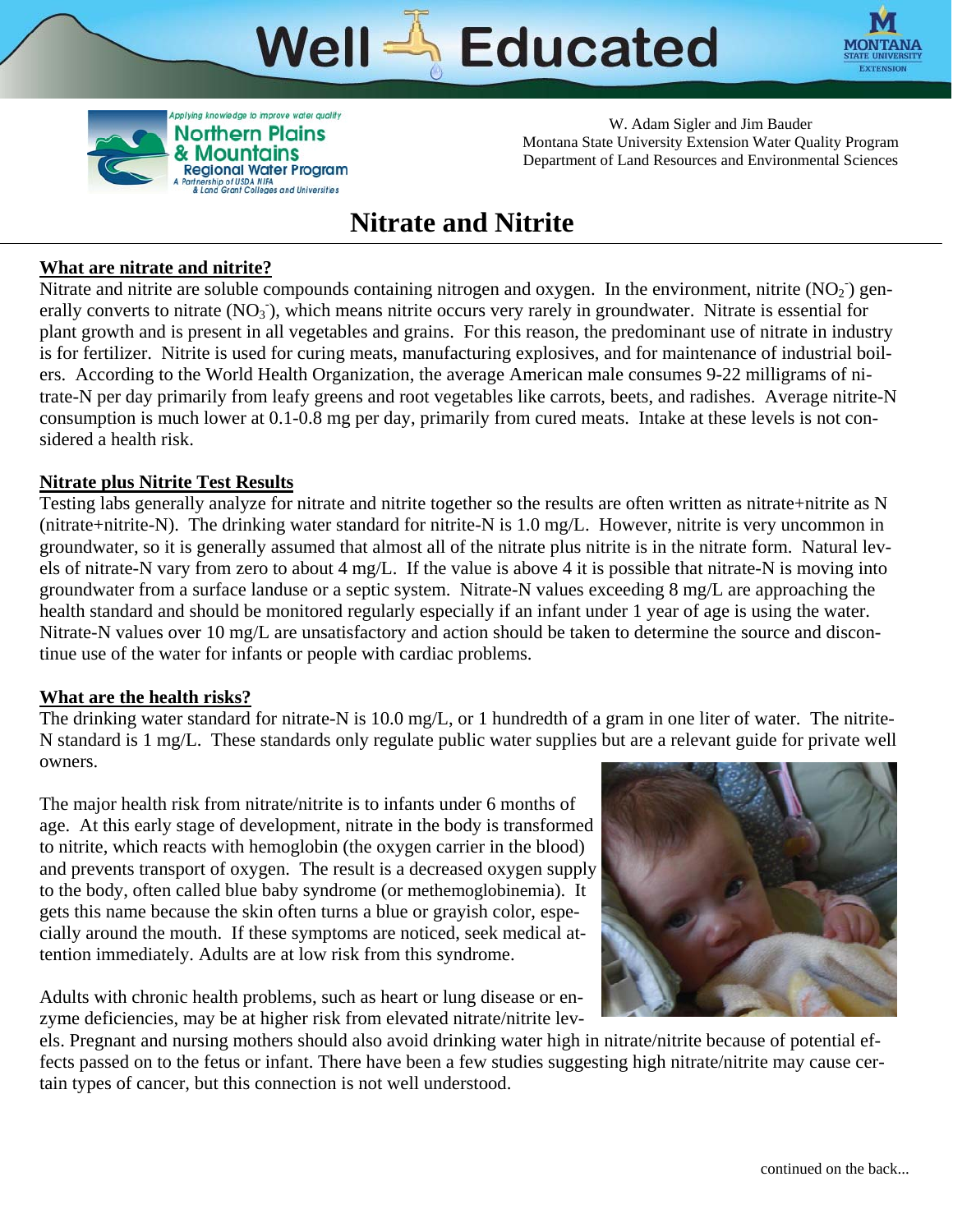Well Educated

MONTANA STATE UNIVERSITY EXTENSION

Applying knowledge to improve water quality
Northern Plains & Mountains Regional Water Program
A Partnership of USDA NIFA & Land Grant Colleges and Universities

W. Adam Sigler and Jim Bauder
Montana State University Extension Water Quality Program
Department of Land Resources and Environmental Sciences

# Nitrate and Nitrite

## What are nitrate and nitrite?

Nitrate and nitrite are soluble compounds containing nitrogen and oxygen. In the environment, nitrite ($NO_2^-$) generally converts to nitrate ($NO_3^-$), which means nitrite occurs very rarely in groundwater. Nitrate is essential for plant growth and is present in all vegetables and grains. For this reason, the predominant use of nitrate in industry is for fertilizer. Nitrite is used for curing meats, manufacturing explosives, and for maintenance of industrial boilers. According to the World Health Organization, the average American male consumes 9-22 milligrams of nitrate-N per day primarily from leafy greens and root vegetables like carrots, beets, and radishes. Average nitrite-N consumption is much lower at 0.1-0.8 mg per day, primarily from cured meats. Intake at these levels is not considered a health risk.

## Nitrate plus Nitrite Test Results

Testing labs generally analyze for nitrate and nitrite together so the results are often written as nitrate+nitrite as N (nitrate+nitrite-N). The drinking water standard for nitrite-N is 1.0 mg/L. However, nitrite is very uncommon in groundwater, so it is generally assumed that almost all of the nitrate plus nitrite is in the nitrate form. Natural levels of nitrate-N vary from zero to about 4 mg/L. If the value is above 4 it is possible that nitrate-N is moving into groundwater from a surface landuse or a septic system. Nitrate-N values exceeding 8 mg/L are approaching the health standard and should be monitored regularly especially if an infant under 1 year of age is using the water. Nitrate-N values over 10 mg/L are unsatisfactory and action should be taken to determine the source and discontinue use of the water for infants or people with cardiac problems.

## What are the health risks?

The drinking water standard for nitrate-N is 10.0 mg/L, or 1 hundredth of a gram in one liter of water. The nitrite-N standard is 1 mg/L. These standards only regulate public water supplies but are a relevant guide for private well owners.

The major health risk from nitrate/nitrite is to infants under 6 months of age. At this early stage of development, nitrate in the body is transformed to nitrite, which reacts with hemoglobin (the oxygen carrier in the blood) and prevents transport of oxygen. The result is a decreased oxygen supply to the body, often called blue baby syndrome (or methemoglobinemia). It gets this name because the skin often turns a blue or grayish color, especially around the mouth. If these symptoms are noticed, seek medical attention immediately. Adults are at low risk from this syndrome.

Adults with chronic health problems, such as heart or lung disease or enzyme deficiencies, may be at higher risk from elevated nitrate/nitrite levels. Pregnant and nursing mothers should also avoid drinking water high in nitrate/nitrite because of potential effects passed on to the fetus or infant. There have been a few studies suggesting high nitrate/nitrite may cause certain types of cancer, but this connection is not well understood.

continued on the back...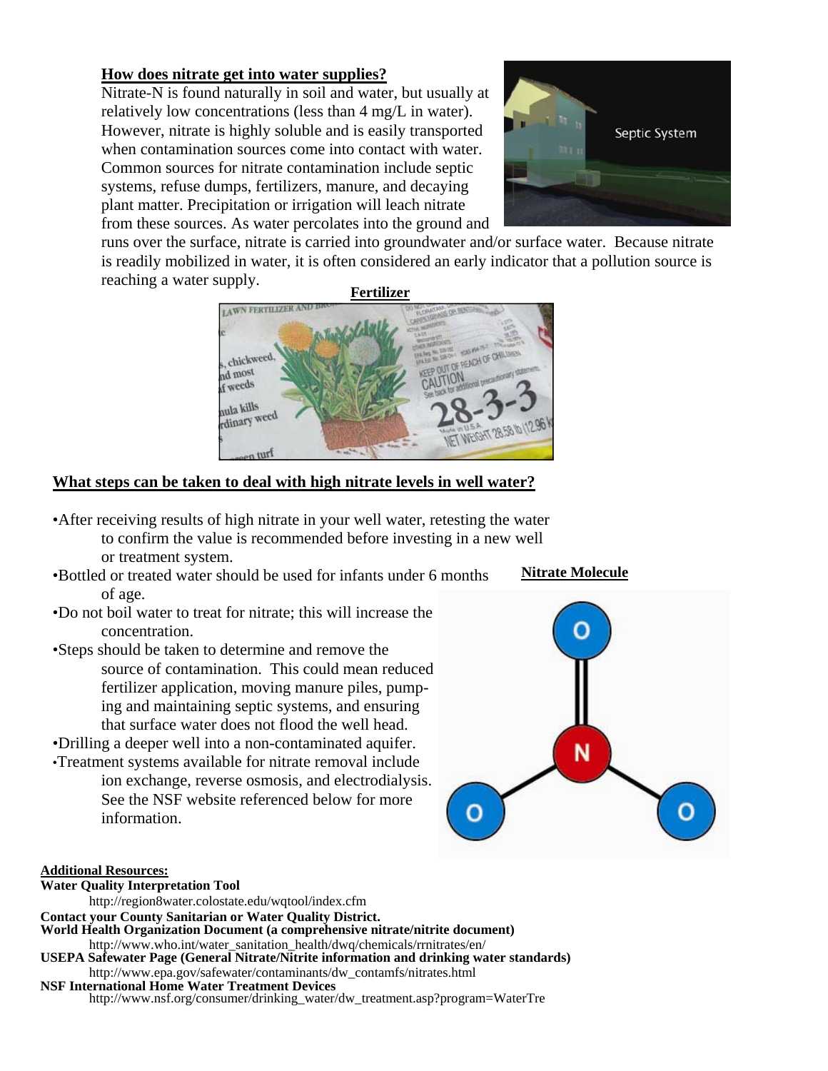## How does nitrate get into water supplies?

Nitrate-N is found naturally in soil and water, but usually at relatively low concentrations (less than 4 mg/L in water). However, nitrate is highly soluble and is easily transported when contamination sources come into contact with water. Common sources for nitrate contamination include septic systems, refuse dumps, fertilizers, manure, and decaying plant matter. Precipitation or irrigation will leach nitrate from these sources. As water percolates into the ground and runs over the surface, nitrate is carried into groundwater and/or surface water. Because nitrate is readily mobilized in water, it is often considered an early indicator that a pollution source is reaching a water supply.

Septic System

**Fertilizer**

## What steps can be taken to deal with high nitrate levels in well water?

- After receiving results of high nitrate in your well water, retesting the water to confirm the value is recommended before investing in a new well or treatment system.
- Bottled or treated water should be used for infants under 6 months of age.
- Do not boil water to treat for nitrate; this will increase the concentration.
- Steps should be taken to determine and remove the source of contamination. This could mean reduced fertilizer application, moving manure piles, pumping and maintaining septic systems, and ensuring that surface water does not flood the well head.
- Drilling a deeper well into a non-contaminated aquifer.
- Treatment systems available for nitrate removal include ion exchange, reverse osmosis, and electrodialysis. See the NSF website referenced below for more information.

**Nitrate Molecule**

**Additional Resources:**

**Water Quality Interpretation Tool**
http://region8water.colostate.edu/wqtool/index.cfm

**Contact your County Sanitarian or Water Quality District.**

**World Health Organization Document (a comprehensive nitrate/nitrite document)**
http://www.who.int/water_sanitation_health/dwq/chemicals/rrnitrates/en/

**USEPA Safewater Page (General Nitrate/Nitrite information and drinking water standards)**
http://www.epa.gov/safewater/contaminants/dw_contamfs/nitrates.html

**NSF International Home Water Treatment Devices**
http://www.nsf.org/consumer/drinking_water/dw_treatment.asp?program=WaterTre